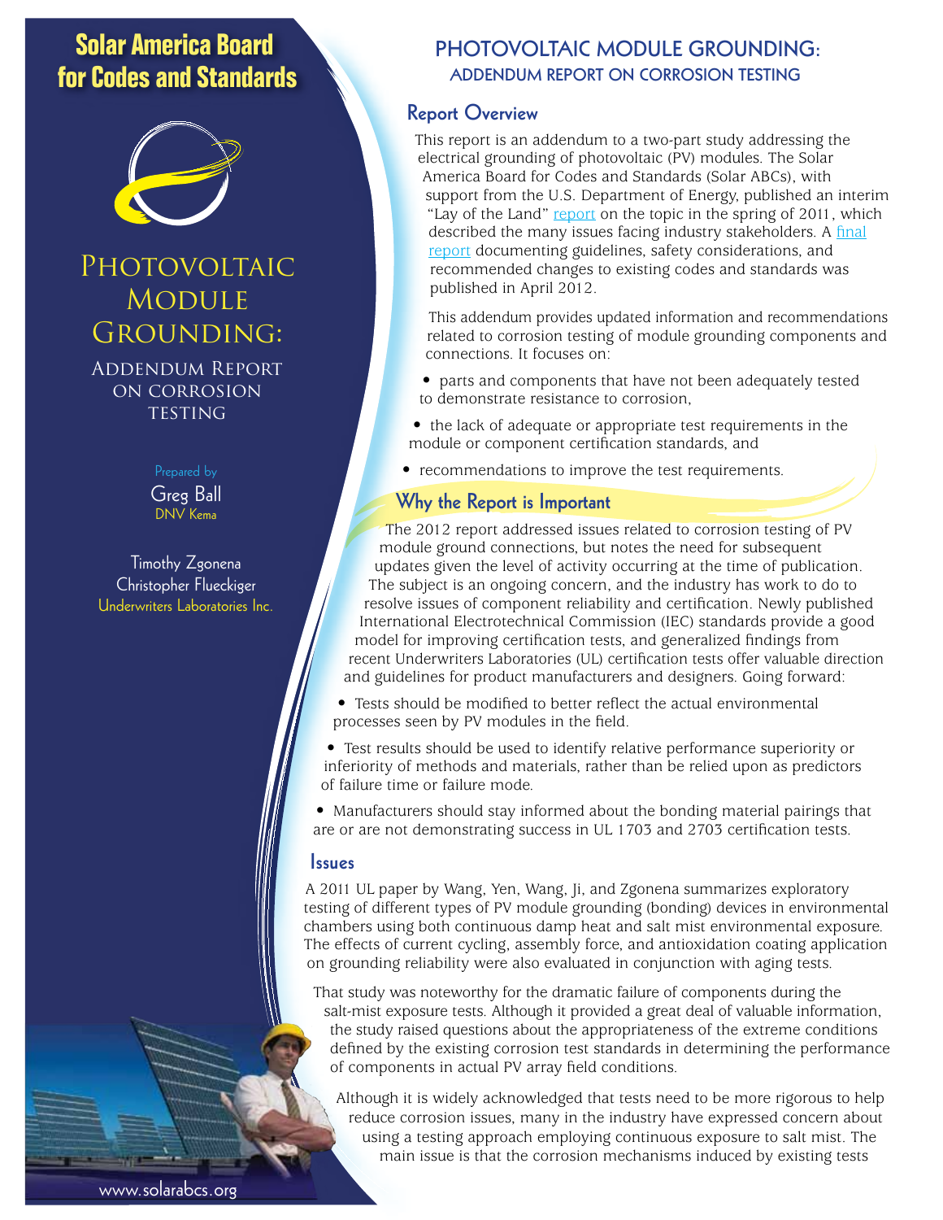# Solar America Board for Codes and Standards

# Photovoltaic Module Grounding:

## Addendum Report on Corrosion Testing

Prepared by

Greg Ball
DNV Kema

Timothy Zgonena
Christopher Flueckiger
Underwriters Laboratories Inc.

www.solarabcs.org

# PHOTOVOLTAIC MODULE GROUNDING: ADDENDUM REPORT ON CORROSION TESTING

## Report Overview

This report is an addendum to a two-part study addressing the electrical grounding of photovoltaic (PV) modules. The Solar America Board for Codes and Standards (Solar ABCs), with support from the U.S. Department of Energy, published an interim "Lay of the Land" report on the topic in the spring of 2011, which described the many issues facing industry stakeholders. A final report documenting guidelines, safety considerations, and recommended changes to existing codes and standards was published in April 2012.

This addendum provides updated information and recommendations related to corrosion testing of module grounding components and connections. It focuses on:

- parts and components that have not been adequately tested to demonstrate resistance to corrosion,
- the lack of adequate or appropriate test requirements in the module or component certification standards, and
- recommendations to improve the test requirements.

## Why the Report is Important

The 2012 report addressed issues related to corrosion testing of PV module ground connections, but notes the need for subsequent updates given the level of activity occurring at the time of publication. The subject is an ongoing concern, and the industry has work to do to resolve issues of component reliability and certification. Newly published International Electrotechnical Commission (IEC) standards provide a good model for improving certification tests, and generalized findings from recent Underwriters Laboratories (UL) certification tests offer valuable direction and guidelines for product manufacturers and designers. Going forward:

- Tests should be modified to better reflect the actual environmental processes seen by PV modules in the field.
- Test results should be used to identify relative performance superiority or inferiority of methods and materials, rather than be relied upon as predictors of failure time or failure mode.
- Manufacturers should stay informed about the bonding material pairings that are or are not demonstrating success in UL 1703 and 2703 certification tests.

## Issues

A 2011 UL paper by Wang, Yen, Wang, Ji, and Zgonena summarizes exploratory testing of different types of PV module grounding (bonding) devices in environmental chambers using both continuous damp heat and salt mist environmental exposure. The effects of current cycling, assembly force, and antioxidation coating application on grounding reliability were also evaluated in conjunction with aging tests.

That study was noteworthy for the dramatic failure of components during the salt-mist exposure tests. Although it provided a great deal of valuable information, the study raised questions about the appropriateness of the extreme conditions defined by the existing corrosion test standards in determining the performance of components in actual PV array field conditions.

Although it is widely acknowledged that tests need to be more rigorous to help reduce corrosion issues, many in the industry have expressed concern about using a testing approach employing continuous exposure to salt mist. The main issue is that the corrosion mechanisms induced by existing tests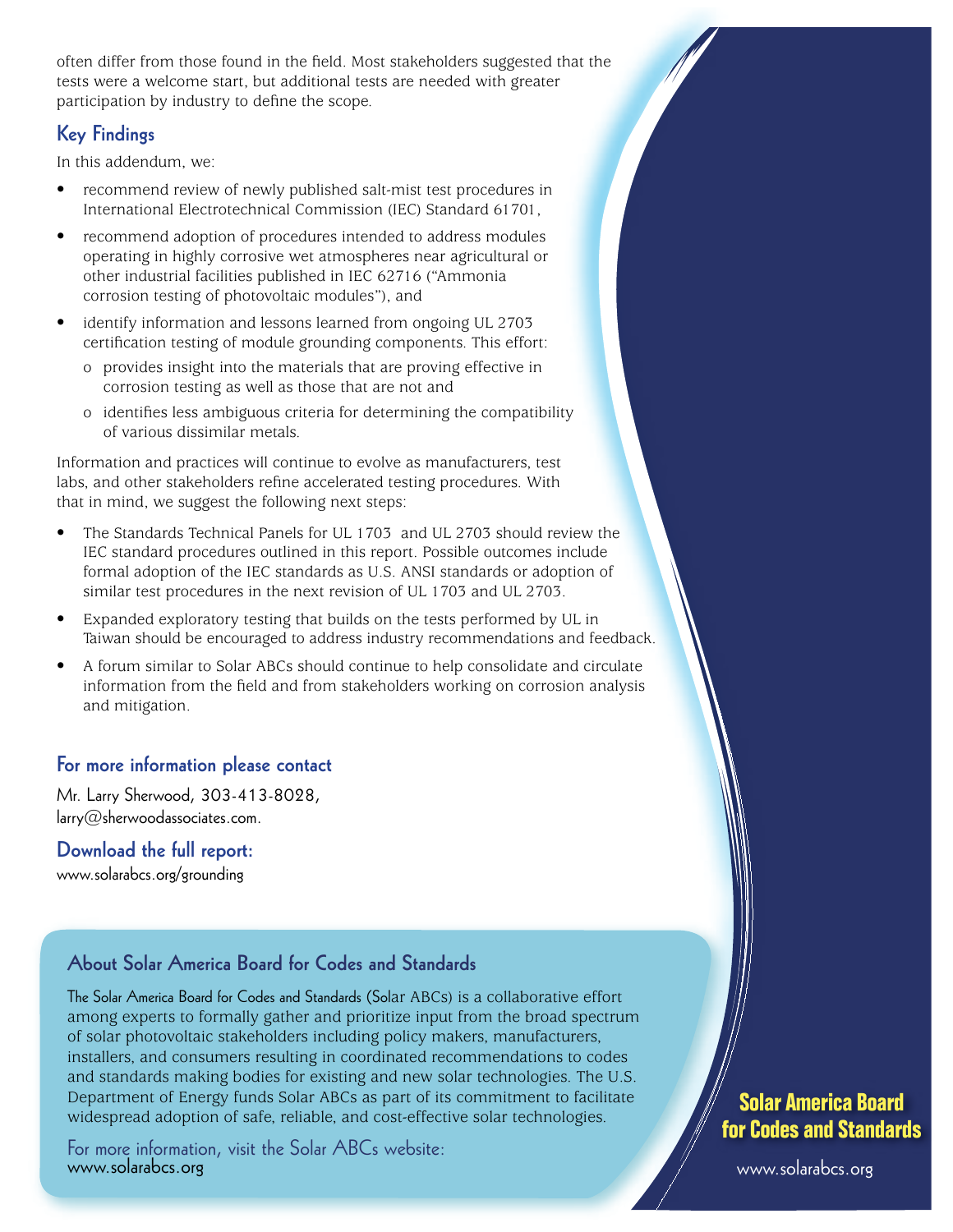often differ from those found in the field. Most stakeholders suggested that the tests were a welcome start, but additional tests are needed with greater participation by industry to define the scope.

## Key Findings

In this addendum, we:

- recommend review of newly published salt-mist test procedures in International Electrotechnical Commission (IEC) Standard 61701,
- recommend adoption of procedures intended to address modules operating in highly corrosive wet atmospheres near agricultural or other industrial facilities published in IEC 62716 ("Ammonia corrosion testing of photovoltaic modules"), and
- identify information and lessons learned from ongoing UL 2703 certification testing of module grounding components. This effort:
  - provides insight into the materials that are proving effective in corrosion testing as well as those that are not and
  - identifies less ambiguous criteria for determining the compatibility of various dissimilar metals.

Information and practices will continue to evolve as manufacturers, test labs, and other stakeholders refine accelerated testing procedures. With that in mind, we suggest the following next steps:

- The Standards Technical Panels for UL 1703 and UL 2703 should review the IEC standard procedures outlined in this report. Possible outcomes include formal adoption of the IEC standards as U.S. ANSI standards or adoption of similar test procedures in the next revision of UL 1703 and UL 2703.
- Expanded exploratory testing that builds on the tests performed by UL in Taiwan should be encouraged to address industry recommendations and feedback.
- A forum similar to Solar ABCs should continue to help consolidate and circulate information from the field and from stakeholders working on corrosion analysis and mitigation.

## For more information please contact

Mr. Larry Sherwood, 303-413-8028,
larry@sherwoodassociates.com.

## Download the full report:

www.solarabcs.org/grounding

## About Solar America Board for Codes and Standards

The Solar America Board for Codes and Standards (Solar ABCs) is a collaborative effort among experts to formally gather and prioritize input from the broad spectrum of solar photovoltaic stakeholders including policy makers, manufacturers, installers, and consumers resulting in coordinated recommendations to codes and standards making bodies for existing and new solar technologies. The U.S. Department of Energy funds Solar ABCs as part of its commitment to facilitate widespread adoption of safe, reliable, and cost-effective solar technologies.

For more information, visit the Solar ABCs website:
www.solarabcs.org

**Solar America Board for Codes and Standards**

www.solarabcs.org